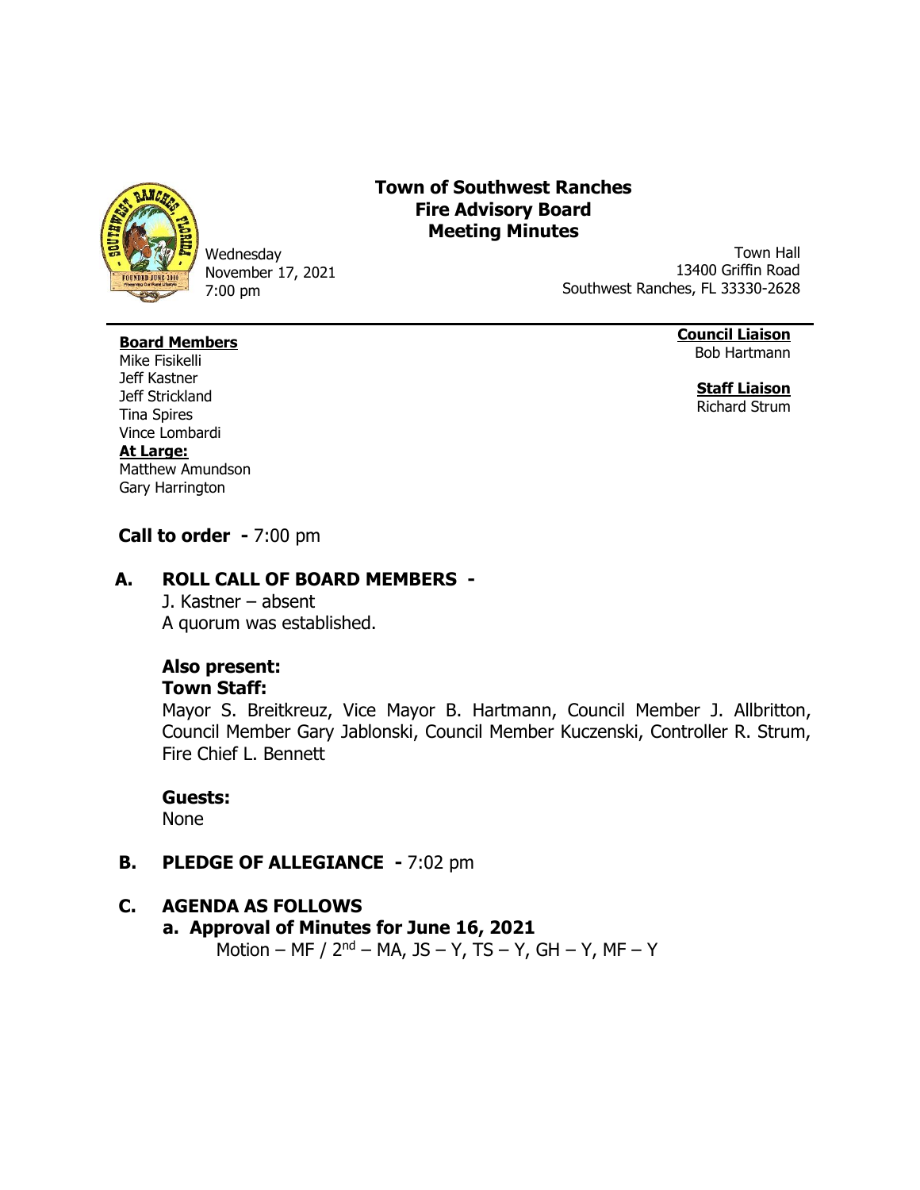# Town of Southwest Ranches
## Fire Advisory Board
## Meeting Minutes

Wednesday
November 17, 2021
7:00 pm

Town Hall
13400 Griffin Road
Southwest Ranches, FL 33330-2628

**Board Members**
Mike Fisikelli
Jeff Kastner
Jeff Strickland
Tina Spires
Vince Lombardi
**At Large:**
Matthew Amundson
Gary Harrington

**Council Liaison**
Bob Hartmann

**Staff Liaison**
Richard Strum

**Call to order -** 7:00 pm

## A. ROLL CALL OF BOARD MEMBERS -

J. Kastner – absent
A quorum was established.

### Also present:
### Town Staff:

Mayor S. Breitkreuz, Vice Mayor B. Hartmann, Council Member J. Allbritton, Council Member Gary Jablonski, Council Member Kuczenski, Controller R. Strum, Fire Chief L. Bennett

### Guests:

None

## B. PLEDGE OF ALLEGIANCE - 7:02 pm

## C. AGENDA AS FOLLOWS

**a. Approval of Minutes for June 16, 2021**

Motion – MF / 2nd – MA, JS – Y, TS – Y, GH – Y, MF – Y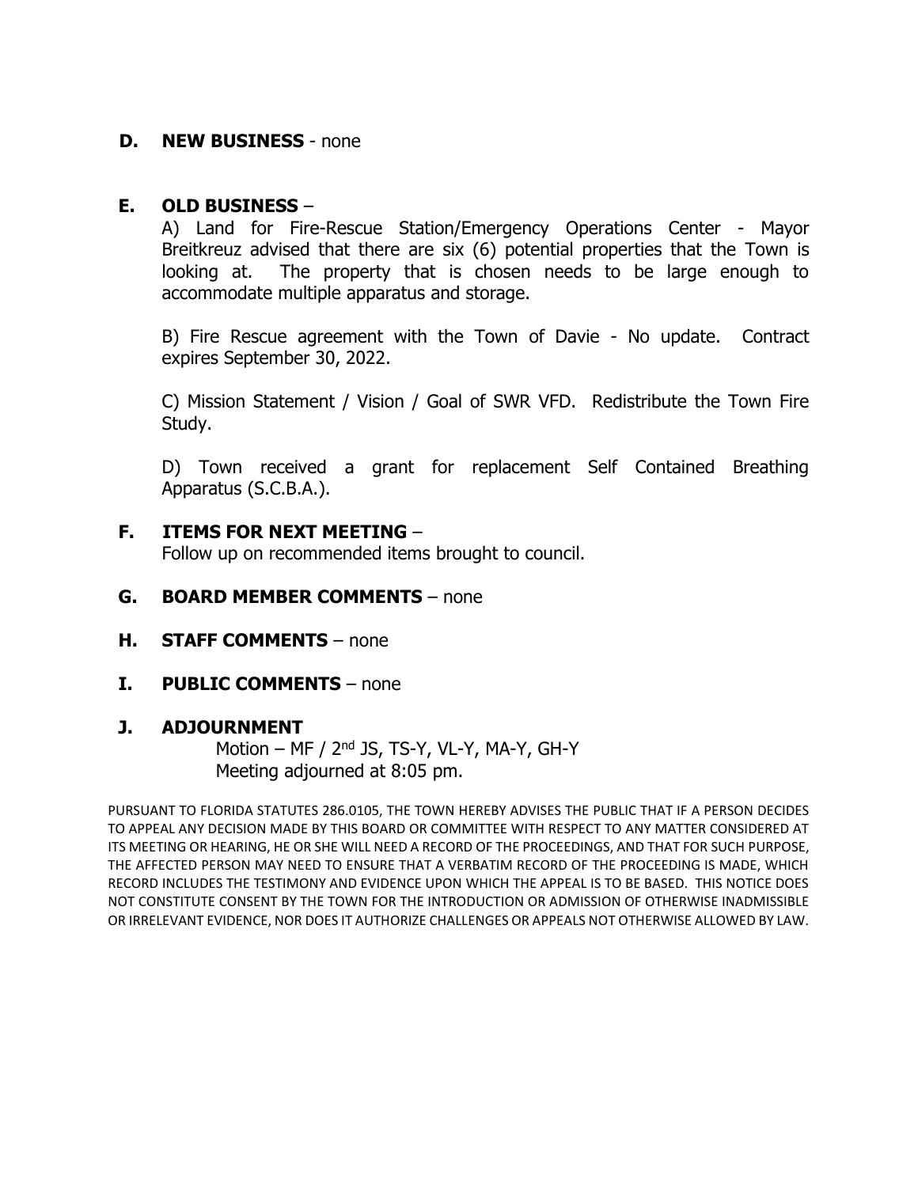**D. NEW BUSINESS** - none

**E. OLD BUSINESS** –

A) Land for Fire-Rescue Station/Emergency Operations Center - Mayor Breitkreuz advised that there are six (6) potential properties that the Town is looking at. The property that is chosen needs to be large enough to accommodate multiple apparatus and storage.

B) Fire Rescue agreement with the Town of Davie - No update. Contract expires September 30, 2022.

C) Mission Statement / Vision / Goal of SWR VFD. Redistribute the Town Fire Study.

D) Town received a grant for replacement Self Contained Breathing Apparatus (S.C.B.A.).

**F. ITEMS FOR NEXT MEETING** –

Follow up on recommended items brought to council.

**G. BOARD MEMBER COMMENTS** – none

**H. STAFF COMMENTS** – none

**I. PUBLIC COMMENTS** – none

**J. ADJOURNMENT**

Motion – MF / 2nd JS, TS-Y, VL-Y, MA-Y, GH-Y

Meeting adjourned at 8:05 pm.

PURSUANT TO FLORIDA STATUTES 286.0105, THE TOWN HEREBY ADVISES THE PUBLIC THAT IF A PERSON DECIDES TO APPEAL ANY DECISION MADE BY THIS BOARD OR COMMITTEE WITH RESPECT TO ANY MATTER CONSIDERED AT ITS MEETING OR HEARING, HE OR SHE WILL NEED A RECORD OF THE PROCEEDINGS, AND THAT FOR SUCH PURPOSE, THE AFFECTED PERSON MAY NEED TO ENSURE THAT A VERBATIM RECORD OF THE PROCEEDING IS MADE, WHICH RECORD INCLUDES THE TESTIMONY AND EVIDENCE UPON WHICH THE APPEAL IS TO BE BASED. THIS NOTICE DOES NOT CONSTITUTE CONSENT BY THE TOWN FOR THE INTRODUCTION OR ADMISSION OF OTHERWISE INADMISSIBLE OR IRRELEVANT EVIDENCE, NOR DOES IT AUTHORIZE CHALLENGES OR APPEALS NOT OTHERWISE ALLOWED BY LAW.